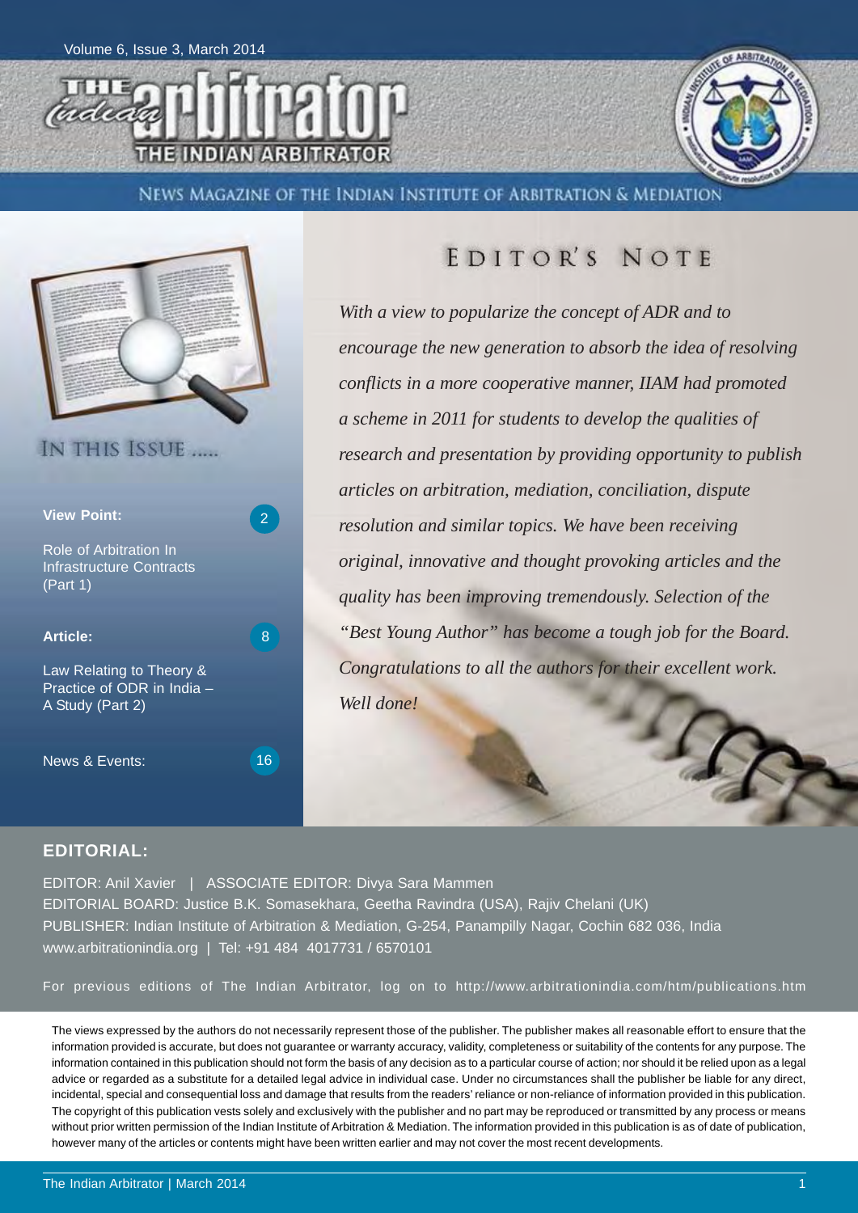Volume 6, Issue 3, March 2014

# THE INDIAN ARBITRATOR

NEWS MAGAZINE OF THE INDIAN INSTITUTE OF ARBITRATION & MEDIATION

## IN THIS ISSUE .....

**View Point:** 2

Role of Arbitration In Infrastructure Contracts (Part 1)

**Article:** 8

Law Relating to Theory & Practice of ODR in India – A Study (Part 2)

News & Events: 16

## EDITOR'S NOTE

*With a view to popularize the concept of ADR and to encourage the new generation to absorb the idea of resolving conflicts in a more cooperative manner, IIAM had promoted a scheme in 2011 for students to develop the qualities of research and presentation by providing opportunity to publish articles on arbitration, mediation, conciliation, dispute resolution and similar topics. We have been receiving original, innovative and thought provoking articles and the quality has been improving tremendously. Selection of the "Best Young Author" has become a tough job for the Board. Congratulations to all the authors for their excellent work. Well done!*

## EDITORIAL:

EDITOR: Anil Xavier | ASSOCIATE EDITOR: Divya Sara Mammen
EDITORIAL BOARD: Justice B.K. Somasekhara, Geetha Ravindra (USA), Rajiv Chelani (UK)
PUBLISHER: Indian Institute of Arbitration & Mediation, G-254, Panampilly Nagar, Cochin 682 036, India
www.arbitrationindia.org | Tel: +91 484 4017731 / 6570101

For previous editions of The Indian Arbitrator, log on to http://www.arbitrationindia.com/htm/publications.htm

The views expressed by the authors do not necessarily represent those of the publisher. The publisher makes all reasonable effort to ensure that the information provided is accurate, but does not guarantee or warranty accuracy, validity, completeness or suitability of the contents for any purpose. The information contained in this publication should not form the basis of any decision as to a particular course of action; nor should it be relied upon as a legal advice or regarded as a substitute for a detailed legal advice in individual case. Under no circumstances shall the publisher be liable for any direct, incidental, special and consequential loss and damage that results from the readers' reliance or non-reliance of information provided in this publication. The copyright of this publication vests solely and exclusively with the publisher and no part may be reproduced or transmitted by any process or means without prior written permission of the Indian Institute of Arbitration & Mediation. The information provided in this publication is as of date of publication, however many of the articles or contents might have been written earlier and may not cover the most recent developments.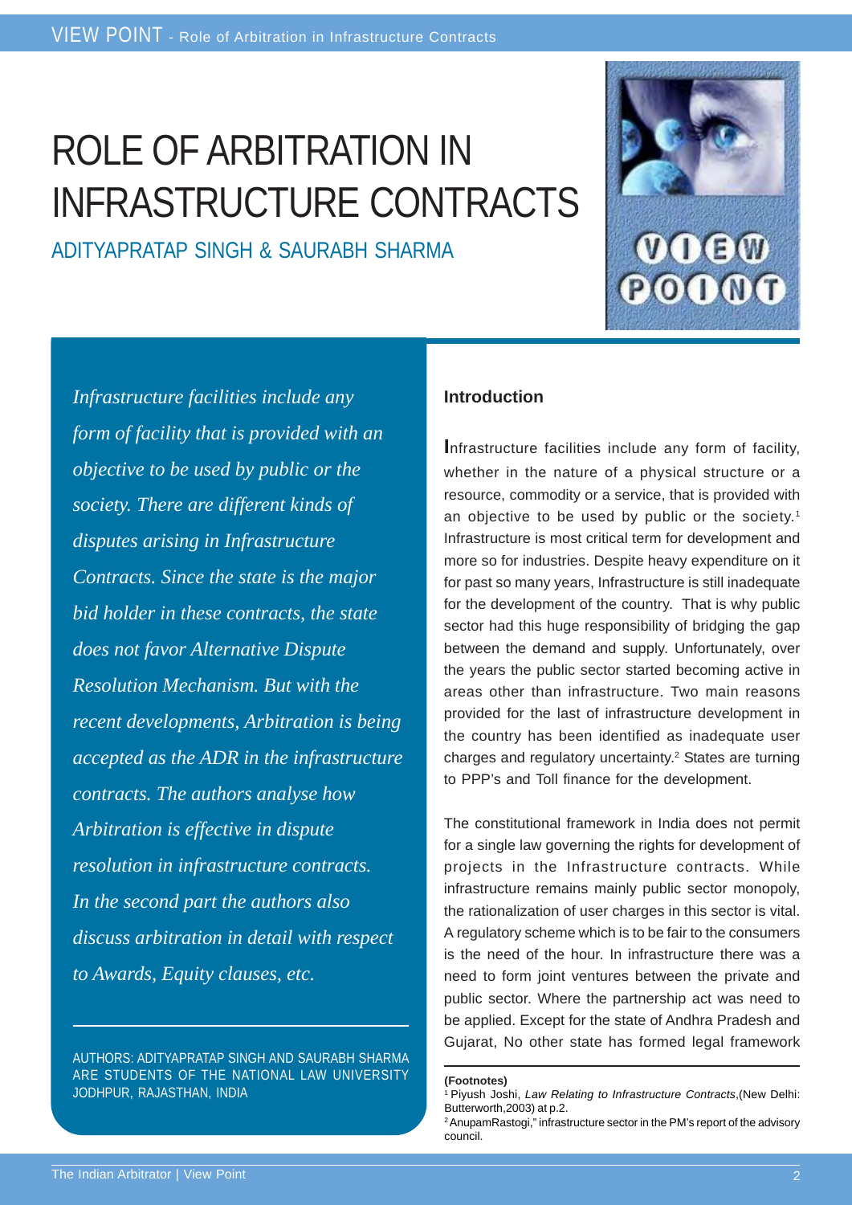# ROLE OF ARBITRATION IN INFRASTRUCTURE CONTRACTS

ADITYAPRATAP SINGH & SAURABH SHARMA

*Infrastructure facilities include any form of facility that is provided with an objective to be used by public or the society. There are different kinds of disputes arising in Infrastructure Contracts. Since the state is the major bid holder in these contracts, the state does not favor Alternative Dispute Resolution Mechanism. But with the recent developments, Arbitration is being accepted as the ADR in the infrastructure contracts. The authors analyse how Arbitration is effective in dispute resolution in infrastructure contracts. In the second part the authors also discuss arbitration in detail with respect to Awards, Equity clauses, etc.*

AUTHORS: ADITYAPRATAP SINGH AND SAURABH SHARMA ARE STUDENTS OF THE NATIONAL LAW UNIVERSITY JODHPUR, RAJASTHAN, INDIA

### Introduction

Infrastructure facilities include any form of facility, whether in the nature of a physical structure or a resource, commodity or a service, that is provided with an objective to be used by public or the society.[1] Infrastructure is most critical term for development and more so for industries. Despite heavy expenditure on it for past so many years, Infrastructure is still inadequate for the development of the country. That is why public sector had this huge responsibility of bridging the gap between the demand and supply. Unfortunately, over the years the public sector started becoming active in areas other than infrastructure. Two main reasons provided for the last of infrastructure development in the country has been identified as inadequate user charges and regulatory uncertainty.[2] States are turning to PPP's and Toll finance for the development.

The constitutional framework in India does not permit for a single law governing the rights for development of projects in the Infrastructure contracts. While infrastructure remains mainly public sector monopoly, the rationalization of user charges in this sector is vital. A regulatory scheme which is to be fair to the consumers is the need of the hour. In infrastructure there was a need to form joint ventures between the private and public sector. Where the partnership act was need to be applied. Except for the state of Andhra Pradesh and Gujarat, No other state has formed legal framework

**(Footnotes)**

[1] Piyush Joshi, *Law Relating to Infrastructure Contracts*,(New Delhi: Butterworth,2003) at p.2.

[2] AnupamRastogi," infrastructure sector in the PM's report of the advisory council.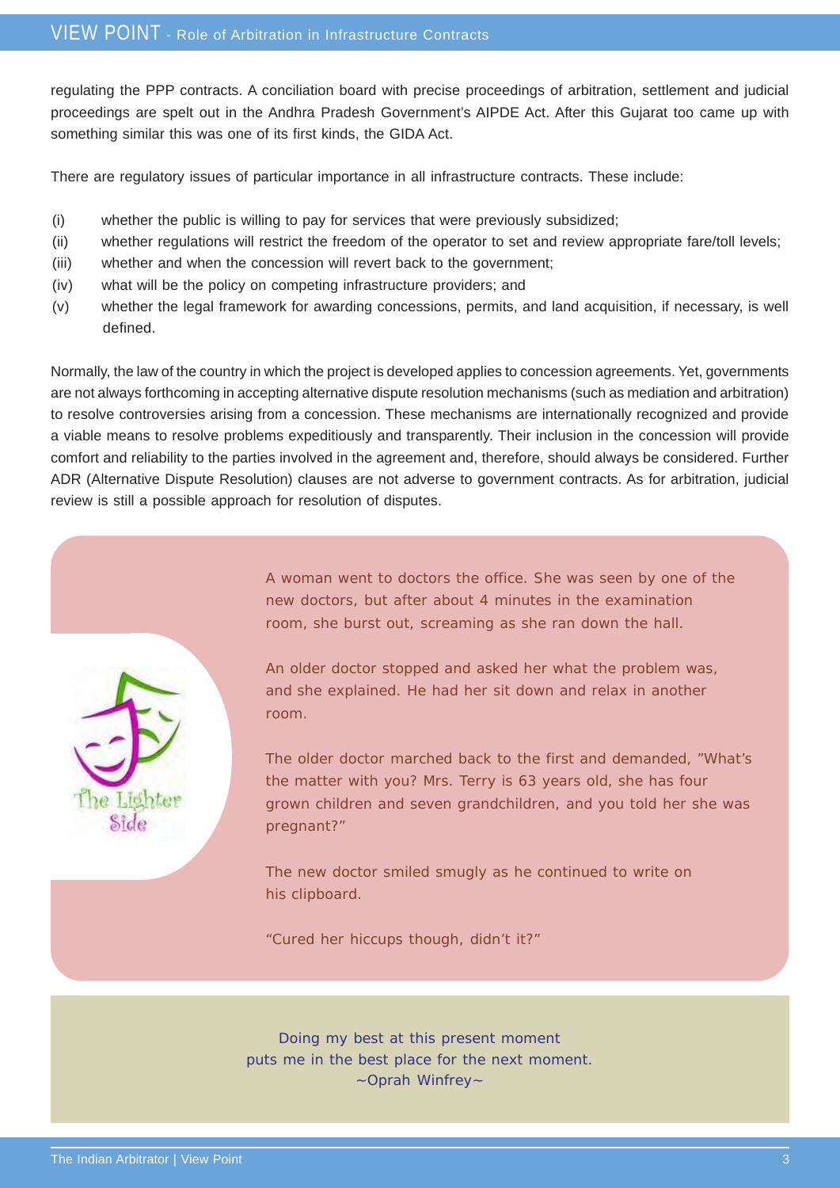regulating the PPP contracts. A conciliation board with precise proceedings of arbitration, settlement and judicial proceedings are spelt out in the Andhra Pradesh Government's AIPDE Act. After this Gujarat too came up with something similar this was one of its first kinds, the GIDA Act.

There are regulatory issues of particular importance in all infrastructure contracts. These include:

(i) whether the public is willing to pay for services that were previously subsidized;

(ii) whether regulations will restrict the freedom of the operator to set and review appropriate fare/toll levels;

(iii) whether and when the concession will revert back to the government;

(iv) what will be the policy on competing infrastructure providers; and

(v) whether the legal framework for awarding concessions, permits, and land acquisition, if necessary, is well defined.

Normally, the law of the country in which the project is developed applies to concession agreements. Yet, governments are not always forthcoming in accepting alternative dispute resolution mechanisms (such as mediation and arbitration) to resolve controversies arising from a concession. These mechanisms are internationally recognized and provide a viable means to resolve problems expeditiously and transparently. Their inclusion in the concession will provide comfort and reliability to the parties involved in the agreement and, therefore, should always be considered. Further ADR (Alternative Dispute Resolution) clauses are not adverse to government contracts. As for arbitration, judicial review is still a possible approach for resolution of disputes.

The Lighter Side

A woman went to doctors the office. She was seen by one of the new doctors, but after about 4 minutes in the examination room, she burst out, screaming as she ran down the hall.

An older doctor stopped and asked her what the problem was, and she explained. He had her sit down and relax in another room.

The older doctor marched back to the first and demanded, "What's the matter with you? Mrs. Terry is 63 years old, she has four grown children and seven grandchildren, and you told her she was pregnant?"

The new doctor smiled smugly as he continued to write on his clipboard.

"Cured her hiccups though, didn't it?"

Doing my best at this present moment
puts me in the best place for the next moment.
~Oprah Winfrey~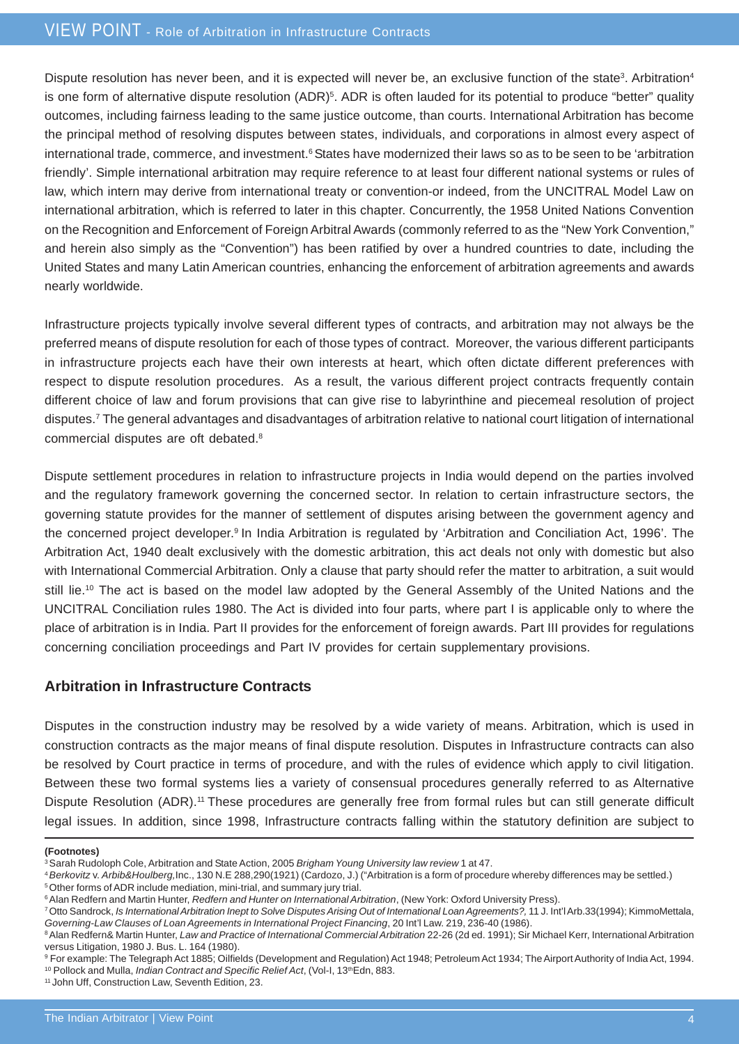Dispute resolution has never been, and it is expected will never be, an exclusive function of the state[3]. Arbitration[4] is one form of alternative dispute resolution (ADR)[5]. ADR is often lauded for its potential to produce "better" quality outcomes, including fairness leading to the same justice outcome, than courts. International Arbitration has become the principal method of resolving disputes between states, individuals, and corporations in almost every aspect of international trade, commerce, and investment.[6] States have modernized their laws so as to be seen to be 'arbitration friendly'. Simple international arbitration may require reference to at least four different national systems or rules of law, which intern may derive from international treaty or convention-or indeed, from the UNCITRAL Model Law on international arbitration, which is referred to later in this chapter. Concurrently, the 1958 United Nations Convention on the Recognition and Enforcement of Foreign Arbitral Awards (commonly referred to as the "New York Convention," and herein also simply as the "Convention") has been ratified by over a hundred countries to date, including the United States and many Latin American countries, enhancing the enforcement of arbitration agreements and awards nearly worldwide.

Infrastructure projects typically involve several different types of contracts, and arbitration may not always be the preferred means of dispute resolution for each of those types of contract. Moreover, the various different participants in infrastructure projects each have their own interests at heart, which often dictate different preferences with respect to dispute resolution procedures. As a result, the various different project contracts frequently contain different choice of law and forum provisions that can give rise to labyrinthine and piecemeal resolution of project disputes.[7] The general advantages and disadvantages of arbitration relative to national court litigation of international commercial disputes are oft debated.[8]

Dispute settlement procedures in relation to infrastructure projects in India would depend on the parties involved and the regulatory framework governing the concerned sector. In relation to certain infrastructure sectors, the governing statute provides for the manner of settlement of disputes arising between the government agency and the concerned project developer.[9] In India Arbitration is regulated by 'Arbitration and Conciliation Act, 1996'. The Arbitration Act, 1940 dealt exclusively with the domestic arbitration, this act deals not only with domestic but also with International Commercial Arbitration. Only a clause that party should refer the matter to arbitration, a suit would still lie.[10] The act is based on the model law adopted by the General Assembly of the United Nations and the UNCITRAL Conciliation rules 1980. The Act is divided into four parts, where part I is applicable only to where the place of arbitration is in India. Part II provides for the enforcement of foreign awards. Part III provides for regulations concerning conciliation proceedings and Part IV provides for certain supplementary provisions.

## Arbitration in Infrastructure Contracts

Disputes in the construction industry may be resolved by a wide variety of means. Arbitration, which is used in construction contracts as the major means of final dispute resolution. Disputes in Infrastructure contracts can also be resolved by Court practice in terms of procedure, and with the rules of evidence which apply to civil litigation. Between these two formal systems lies a variety of consensual procedures generally referred to as Alternative Dispute Resolution (ADR).[11] These procedures are generally free from formal rules but can still generate difficult legal issues. In addition, since 1998, Infrastructure contracts falling within the statutory definition are subject to

---

**(Footnotes)**

[3] Sarah Rudoloph Cole, Arbitration and State Action, 2005 *Brigham Young University law review* 1 at 47.

[4] *Berkovitz* v. *Arbib&Houlberg,*Inc., 130 N.E 288,290(1921) (Cardozo, J.) ("Arbitration is a form of procedure whereby differences may be settled.)

[5] Other forms of ADR include mediation, mini-trial, and summary jury trial.

[6] Alan Redfern and Martin Hunter, *Redfern and Hunter on International Arbitration*, (New York: Oxford University Press).

[7] Otto Sandrock, *Is International Arbitration Inept to Solve Disputes Arising Out of International Loan Agreements?,* 11 J. Int'l Arb.33(1994); KimmoMettala, *Governing-Law Clauses of Loan Agreements in International Project Financing*, 20 Int'l Law. 219, 236-40 (1986).

[8] Alan Redfern& Martin Hunter, *Law and Practice of International Commercial Arbitration* 22-26 (2d ed. 1991); Sir Michael Kerr, International Arbitration versus Litigation, 1980 J. Bus. L. 164 (1980).

[9] For example: The Telegraph Act 1885; Oilfields (Development and Regulation) Act 1948; Petroleum Act 1934; The Airport Authority of India Act, 1994.

[10] Pollock and Mulla, *Indian Contract and Specific Relief Act*, (Vol-I, 13th Edn, 883.

[11] John Uff, Construction Law, Seventh Edition, 23.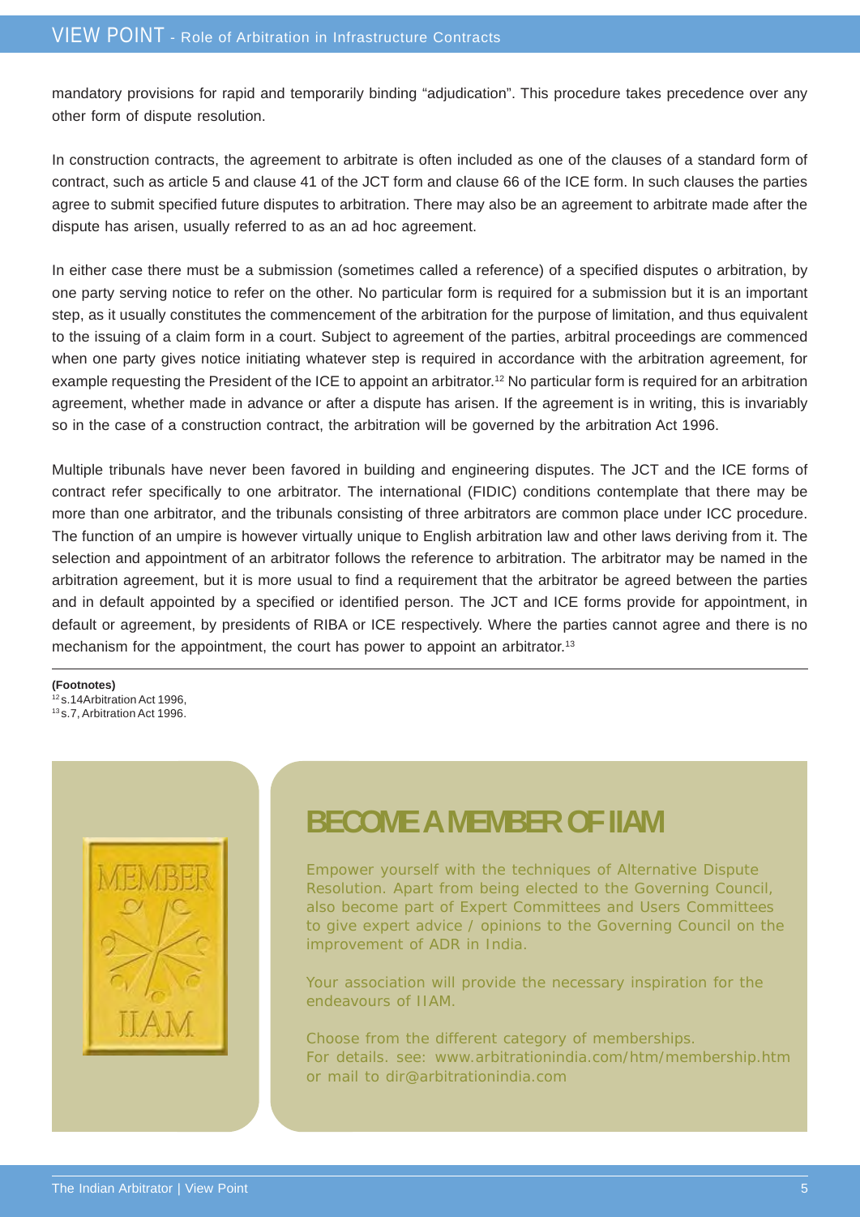mandatory provisions for rapid and temporarily binding "adjudication". This procedure takes precedence over any other form of dispute resolution.

In construction contracts, the agreement to arbitrate is often included as one of the clauses of a standard form of contract, such as article 5 and clause 41 of the JCT form and clause 66 of the ICE form. In such clauses the parties agree to submit specified future disputes to arbitration. There may also be an agreement to arbitrate made after the dispute has arisen, usually referred to as an ad hoc agreement.

In either case there must be a submission (sometimes called a reference) of a specified disputes o arbitration, by one party serving notice to refer on the other. No particular form is required for a submission but it is an important step, as it usually constitutes the commencement of the arbitration for the purpose of limitation, and thus equivalent to the issuing of a claim form in a court. Subject to agreement of the parties, arbitral proceedings are commenced when one party gives notice initiating whatever step is required in accordance with the arbitration agreement, for example requesting the President of the ICE to appoint an arbitrator.[12] No particular form is required for an arbitration agreement, whether made in advance or after a dispute has arisen. If the agreement is in writing, this is invariably so in the case of a construction contract, the arbitration will be governed by the arbitration Act 1996.

Multiple tribunals have never been favored in building and engineering disputes. The JCT and the ICE forms of contract refer specifically to one arbitrator. The international (FIDIC) conditions contemplate that there may be more than one arbitrator, and the tribunals consisting of three arbitrators are common place under ICC procedure. The function of an umpire is however virtually unique to English arbitration law and other laws deriving from it. The selection and appointment of an arbitrator follows the reference to arbitration. The arbitrator may be named in the arbitration agreement, but it is more usual to find a requirement that the arbitrator be agreed between the parties and in default appointed by a specified or identified person. The JCT and ICE forms provide for appointment, in default or agreement, by presidents of RIBA or ICE respectively. Where the parties cannot agree and there is no mechanism for the appointment, the court has power to appoint an arbitrator.[13]

**(Footnotes)**

[12] s.14Arbitration Act 1996,

[13] s.7, Arbitration Act 1996.

MEMBER IIAM

## BECOME A MEMBER OF IIAM

Empower yourself with the techniques of Alternative Dispute Resolution. Apart from being elected to the Governing Council, also become part of Expert Committees and Users Committees to give expert advice / opinions to the Governing Council on the improvement of ADR in India.

Your association will provide the necessary inspiration for the endeavours of IIAM.

Choose from the different category of memberships.
For details. see: www.arbitrationindia.com/htm/membership.htm or mail to dir@arbitrationindia.com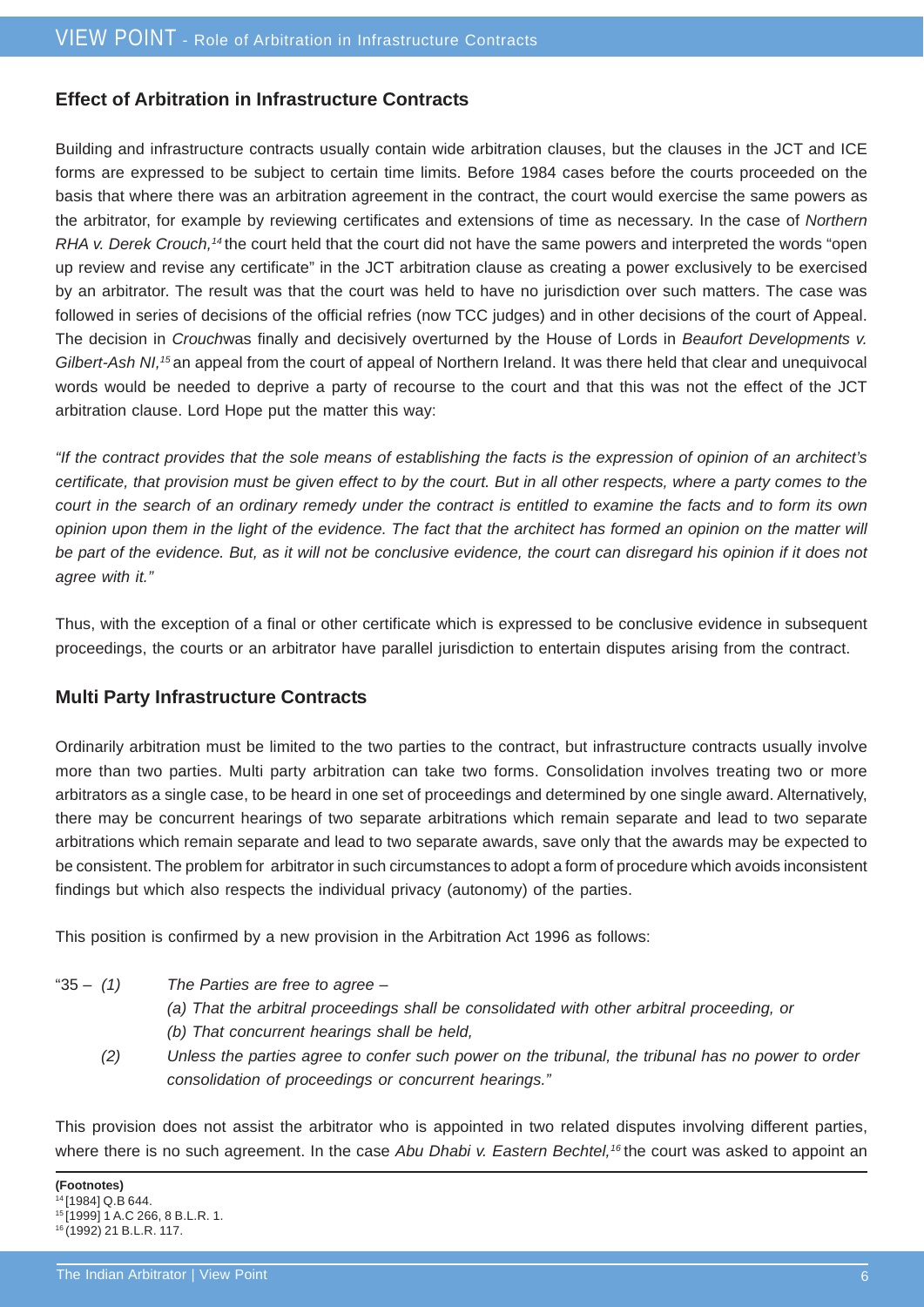## Effect of Arbitration in Infrastructure Contracts

Building and infrastructure contracts usually contain wide arbitration clauses, but the clauses in the JCT and ICE forms are expressed to be subject to certain time limits. Before 1984 cases before the courts proceeded on the basis that where there was an arbitration agreement in the contract, the court would exercise the same powers as the arbitrator, for example by reviewing certificates and extensions of time as necessary. In the case of *Northern RHA v. Derek Crouch,*[14] the court held that the court did not have the same powers and interpreted the words "open up review and revise any certificate" in the JCT arbitration clause as creating a power exclusively to be exercised by an arbitrator. The result was that the court was held to have no jurisdiction over such matters. The case was followed in series of decisions of the official refries (now TCC judges) and in other decisions of the court of Appeal. The decision in *Crouch*was finally and decisively overturned by the House of Lords in *Beaufort Developments v. Gilbert-Ash NI,*[15] an appeal from the court of appeal of Northern Ireland. It was there held that clear and unequivocal words would be needed to deprive a party of recourse to the court and that this was not the effect of the JCT arbitration clause. Lord Hope put the matter this way:

*"If the contract provides that the sole means of establishing the facts is the expression of opinion of an architect's certificate, that provision must be given effect to by the court. But in all other respects, where a party comes to the court in the search of an ordinary remedy under the contract is entitled to examine the facts and to form its own opinion upon them in the light of the evidence. The fact that the architect has formed an opinion on the matter will be part of the evidence. But, as it will not be conclusive evidence, the court can disregard his opinion if it does not agree with it."*

Thus, with the exception of a final or other certificate which is expressed to be conclusive evidence in subsequent proceedings, the courts or an arbitrator have parallel jurisdiction to entertain disputes arising from the contract.

## Multi Party Infrastructure Contracts

Ordinarily arbitration must be limited to the two parties to the contract, but infrastructure contracts usually involve more than two parties. Multi party arbitration can take two forms. Consolidation involves treating two or more arbitrators as a single case, to be heard in one set of proceedings and determined by one single award. Alternatively, there may be concurrent hearings of two separate arbitrations which remain separate and lead to two separate arbitrations which remain separate and lead to two separate awards, save only that the awards may be expected to be consistent. The problem for arbitrator in such circumstances to adopt a form of procedure which avoids inconsistent findings but which also respects the individual privacy (autonomy) of the parties.

This position is confirmed by a new provision in the Arbitration Act 1996 as follows:

"35 – *(1)* *The Parties are free to agree –*

*(a) That the arbitral proceedings shall be consolidated with other arbitral proceeding, or*

*(b) That concurrent hearings shall be held,*

*(2)* *Unless the parties agree to confer such power on the tribunal, the tribunal has no power to order consolidation of proceedings or concurrent hearings."*

This provision does not assist the arbitrator who is appointed in two related disputes involving different parties, where there is no such agreement. In the case *Abu Dhabi v. Eastern Bechtel,*[16] the court was asked to appoint an

**(Footnotes)**

[14] [1984] Q.B 644.

[15] [1999] 1 A.C 266, 8 B.L.R. 1.

[16] (1992) 21 B.L.R. 117.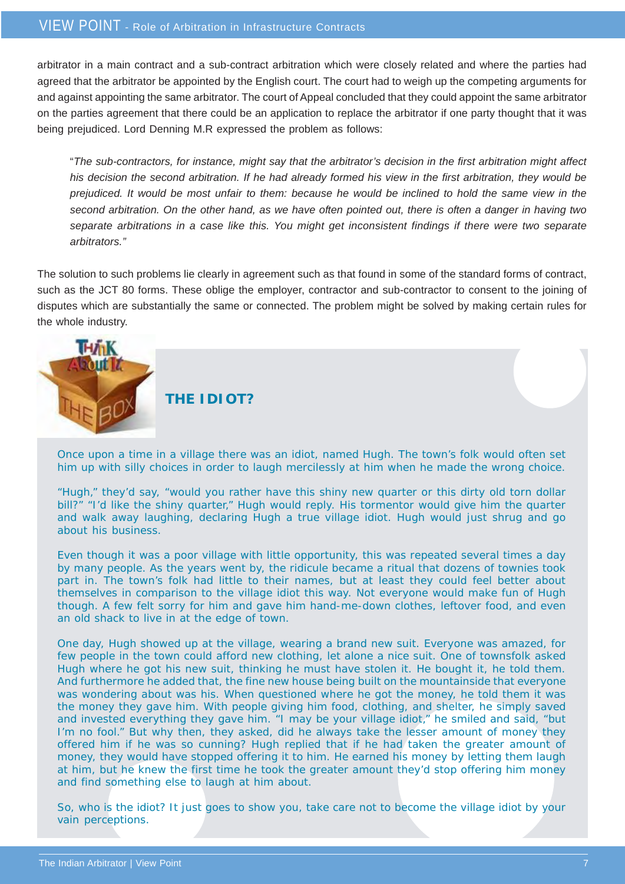arbitrator in a main contract and a sub-contract arbitration which were closely related and where the parties had agreed that the arbitrator be appointed by the English court. The court had to weigh up the competing arguments for and against appointing the same arbitrator. The court of Appeal concluded that they could appoint the same arbitrator on the parties agreement that there could be an application to replace the arbitrator if one party thought that it was being prejudiced. Lord Denning M.R expressed the problem as follows:

> "*The sub-contractors, for instance, might say that the arbitrator's decision in the first arbitration might affect his decision the second arbitration. If he had already formed his view in the first arbitration, they would be prejudiced. It would be most unfair to them: because he would be inclined to hold the same view in the second arbitration. On the other hand, as we have often pointed out, there is often a danger in having two separate arbitrations in a case like this. You might get inconsistent findings if there were two separate arbitrators."*

The solution to such problems lie clearly in agreement such as that found in some of the standard forms of contract, such as the JCT 80 forms. These oblige the employer, contractor and sub-contractor to consent to the joining of disputes which are substantially the same or connected. The problem might be solved by making certain rules for the whole industry.

## THE IDIOT?

Once upon a time in a village there was an idiot, named Hugh. The town's folk would often set him up with silly choices in order to laugh mercilessly at him when he made the wrong choice.

"Hugh," they'd say, "would you rather have this shiny new quarter or this dirty old torn dollar bill?" "I'd like the shiny quarter," Hugh would reply. His tormentor would give him the quarter and walk away laughing, declaring Hugh a true village idiot. Hugh would just shrug and go about his business.

Even though it was a poor village with little opportunity, this was repeated several times a day by many people. As the years went by, the ridicule became a ritual that dozens of townies took part in. The town's folk had little to their names, but at least they could feel better about themselves in comparison to the village idiot this way. Not everyone would make fun of Hugh though. A few felt sorry for him and gave him hand-me-down clothes, leftover food, and even an old shack to live in at the edge of town.

One day, Hugh showed up at the village, wearing a brand new suit. Everyone was amazed, for few people in the town could afford new clothing, let alone a nice suit. One of townsfolk asked Hugh where he got his new suit, thinking he must have stolen it. He bought it, he told them. And furthermore he added that, the fine new house being built on the mountainside that everyone was wondering about was his. When questioned where he got the money, he told them it was the money they gave him. With people giving him food, clothing, and shelter, he simply saved and invested everything they gave him. "I may be your village idiot," he smiled and said, "but I'm no fool." But why then, they asked, did he always take the lesser amount of money they offered him if he was so cunning? Hugh replied that if he had taken the greater amount of money, they would have stopped offering it to him. He earned his money by letting them laugh at him, but he knew the first time he took the greater amount they'd stop offering him money and find something else to laugh at him about.

So, who is the idiot? It just goes to show you, take care not to become the village idiot by your vain perceptions.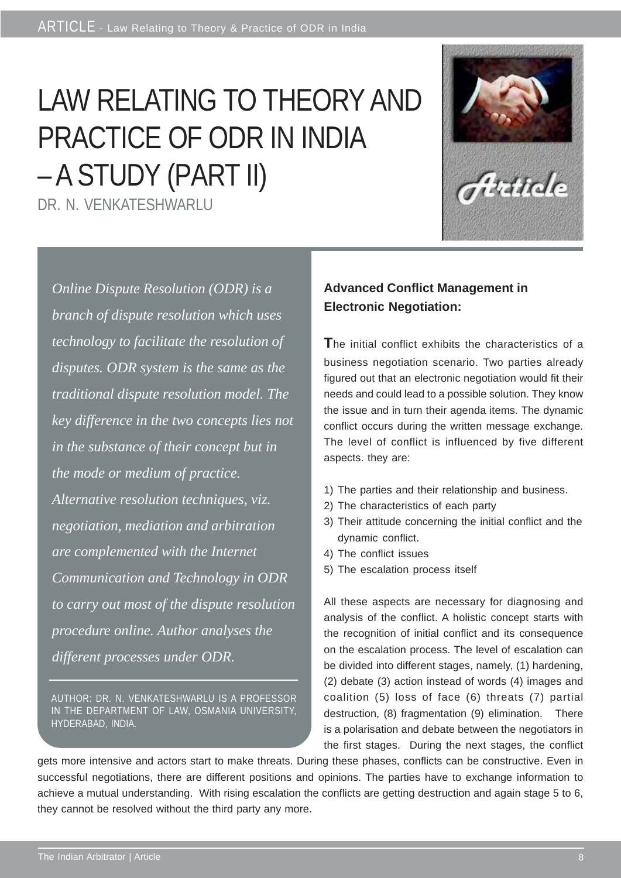# LAW RELATING TO THEORY AND PRACTICE OF ODR IN INDIA – A STUDY (PART II)

DR. N. VENKATESHWARLU

*Online Dispute Resolution (ODR) is a branch of dispute resolution which uses technology to facilitate the resolution of disputes. ODR system is the same as the traditional dispute resolution model. The key difference in the two concepts lies not in the substance of their concept but in the mode or medium of practice. Alternative resolution techniques, viz. negotiation, mediation and arbitration are complemented with the Internet Communication and Technology in ODR to carry out most of the dispute resolution procedure online. Author analyses the different processes under ODR.*

AUTHOR: DR. N. VENKATESHWARLU IS A PROFESSOR IN THE DEPARTMENT OF LAW, OSMANIA UNIVERSITY, HYDERABAD, INDIA.

**Advanced Conflict Management in Electronic Negotiation:**

The initial conflict exhibits the characteristics of a business negotiation scenario. Two parties already figured out that an electronic negotiation would fit their needs and could lead to a possible solution. They know the issue and in turn their agenda items. The dynamic conflict occurs during the written message exchange. The level of conflict is influenced by five different aspects. they are:

1) The parties and their relationship and business.
2) The characteristics of each party
3) Their attitude concerning the initial conflict and the dynamic conflict.
4) The conflict issues
5) The escalation process itself

All these aspects are necessary for diagnosing and analysis of the conflict. A holistic concept starts with the recognition of initial conflict and its consequence on the escalation process. The level of escalation can be divided into different stages, namely, (1) hardening, (2) debate (3) action instead of words (4) images and coalition (5) loss of face (6) threats (7) partial destruction, (8) fragmentation (9) elimination. There is a polarisation and debate between the negotiators in the first stages. During the next stages, the conflict gets more intensive and actors start to make threats. During these phases, conflicts can be constructive. Even in successful negotiations, there are different positions and opinions. The parties have to exchange information to achieve a mutual understanding. With rising escalation the conflicts are getting destruction and again stage 5 to 6, they cannot be resolved without the third party any more.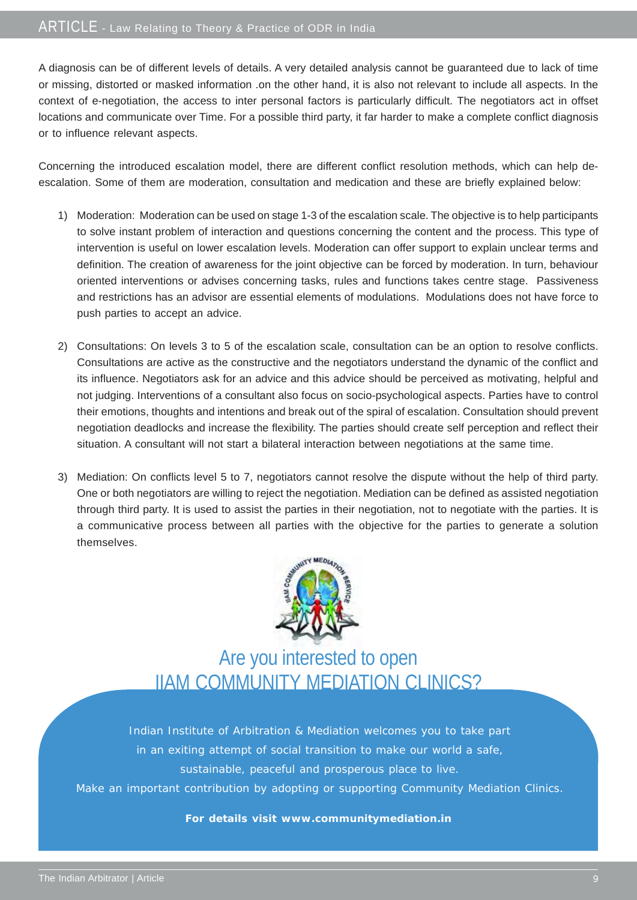A diagnosis can be of different levels of details. A very detailed analysis cannot be guaranteed due to lack of time or missing, distorted or masked information .on the other hand, it is also not relevant to include all aspects. In the context of e-negotiation, the access to inter personal factors is particularly difficult. The negotiators act in offset locations and communicate over Time. For a possible third party, it far harder to make a complete conflict diagnosis or to influence relevant aspects.

Concerning the introduced escalation model, there are different conflict resolution methods, which can help de-escalation. Some of them are moderation, consultation and medication and these are briefly explained below:

1) Moderation: Moderation can be used on stage 1-3 of the escalation scale. The objective is to help participants to solve instant problem of interaction and questions concerning the content and the process. This type of intervention is useful on lower escalation levels. Moderation can offer support to explain unclear terms and definition. The creation of awareness for the joint objective can be forced by moderation. In turn, behaviour oriented interventions or advises concerning tasks, rules and functions takes centre stage. Passiveness and restrictions has an advisor are essential elements of modulations. Modulations does not have force to push parties to accept an advice.

2) Consultations: On levels 3 to 5 of the escalation scale, consultation can be an option to resolve conflicts. Consultations are active as the constructive and the negotiators understand the dynamic of the conflict and its influence. Negotiators ask for an advice and this advice should be perceived as motivating, helpful and not judging. Interventions of a consultant also focus on socio-psychological aspects. Parties have to control their emotions, thoughts and intentions and break out of the spiral of escalation. Consultation should prevent negotiation deadlocks and increase the flexibility. The parties should create self perception and reflect their situation. A consultant will not start a bilateral interaction between negotiations at the same time.

3) Mediation: On conflicts level 5 to 7, negotiators cannot resolve the dispute without the help of third party. One or both negotiators are willing to reject the negotiation. Mediation can be defined as assisted negotiation through third party. It is used to assist the parties in their negotiation, not to negotiate with the parties. It is a communicative process between all parties with the objective for the parties to generate a solution themselves.

## Are you interested to open IIAM COMMUNITY MEDIATION CLINICS?

Indian Institute of Arbitration & Mediation welcomes you to take part in an exiting attempt of social transition to make our world a safe, sustainable, peaceful and prosperous place to live.
Make an important contribution by adopting or supporting Community Mediation Clinics.

**For details visit www.communitymediation.in**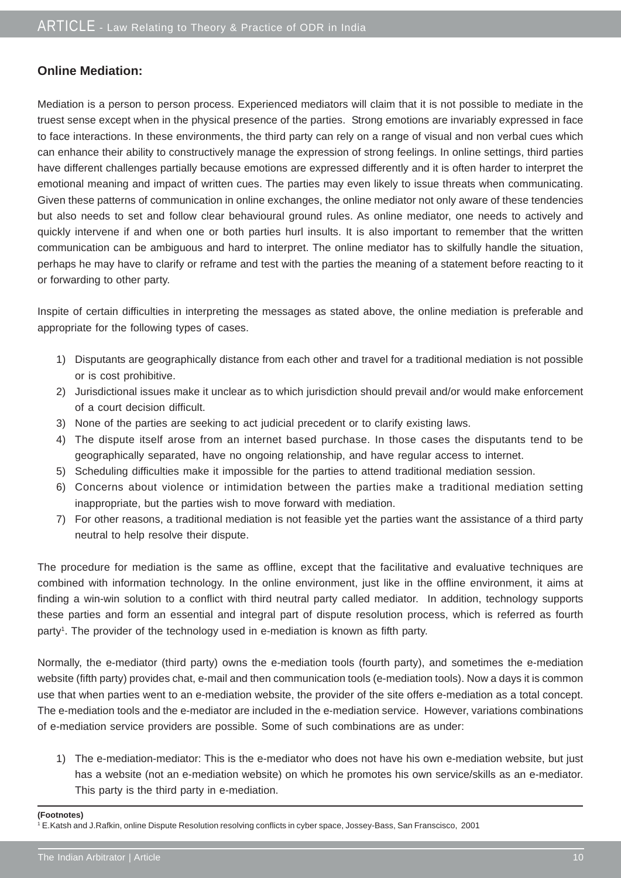### Online Mediation:

Mediation is a person to person process. Experienced mediators will claim that it is not possible to mediate in the truest sense except when in the physical presence of the parties. Strong emotions are invariably expressed in face to face interactions. In these environments, the third party can rely on a range of visual and non verbal cues which can enhance their ability to constructively manage the expression of strong feelings. In online settings, third parties have different challenges partially because emotions are expressed differently and it is often harder to interpret the emotional meaning and impact of written cues. The parties may even likely to issue threats when communicating. Given these patterns of communication in online exchanges, the online mediator not only aware of these tendencies but also needs to set and follow clear behavioural ground rules. As online mediator, one needs to actively and quickly intervene if and when one or both parties hurl insults. It is also important to remember that the written communication can be ambiguous and hard to interpret. The online mediator has to skilfully handle the situation, perhaps he may have to clarify or reframe and test with the parties the meaning of a statement before reacting to it or forwarding to other party.

Inspite of certain difficulties in interpreting the messages as stated above, the online mediation is preferable and appropriate for the following types of cases.

1) Disputants are geographically distance from each other and travel for a traditional mediation is not possible or is cost prohibitive.
2) Jurisdictional issues make it unclear as to which jurisdiction should prevail and/or would make enforcement of a court decision difficult.
3) None of the parties are seeking to act judicial precedent or to clarify existing laws.
4) The dispute itself arose from an internet based purchase. In those cases the disputants tend to be geographically separated, have no ongoing relationship, and have regular access to internet.
5) Scheduling difficulties make it impossible for the parties to attend traditional mediation session.
6) Concerns about violence or intimidation between the parties make a traditional mediation setting inappropriate, but the parties wish to move forward with mediation.
7) For other reasons, a traditional mediation is not feasible yet the parties want the assistance of a third party neutral to help resolve their dispute.

The procedure for mediation is the same as offline, except that the facilitative and evaluative techniques are combined with information technology. In the online environment, just like in the offline environment, it aims at finding a win-win solution to a conflict with third neutral party called mediator. In addition, technology supports these parties and form an essential and integral part of dispute resolution process, which is referred as fourth party[1]. The provider of the technology used in e-mediation is known as fifth party.

Normally, the e-mediator (third party) owns the e-mediation tools (fourth party), and sometimes the e-mediation website (fifth party) provides chat, e-mail and then communication tools (e-mediation tools). Now a days it is common use that when parties went to an e-mediation website, the provider of the site offers e-mediation as a total concept. The e-mediation tools and the e-mediator are included in the e-mediation service. However, variations combinations of e-mediation service providers are possible. Some of such combinations are as under:

1) The e-mediation-mediator: This is the e-mediator who does not have his own e-mediation website, but just has a website (not an e-mediation website) on which he promotes his own service/skills as an e-mediator. This party is the third party in e-mediation.

**(Footnotes)**

[1] E.Katsh and J.Rafkin, online Dispute Resolution resolving conflicts in cyber space, Jossey-Bass, San Franscisco, 2001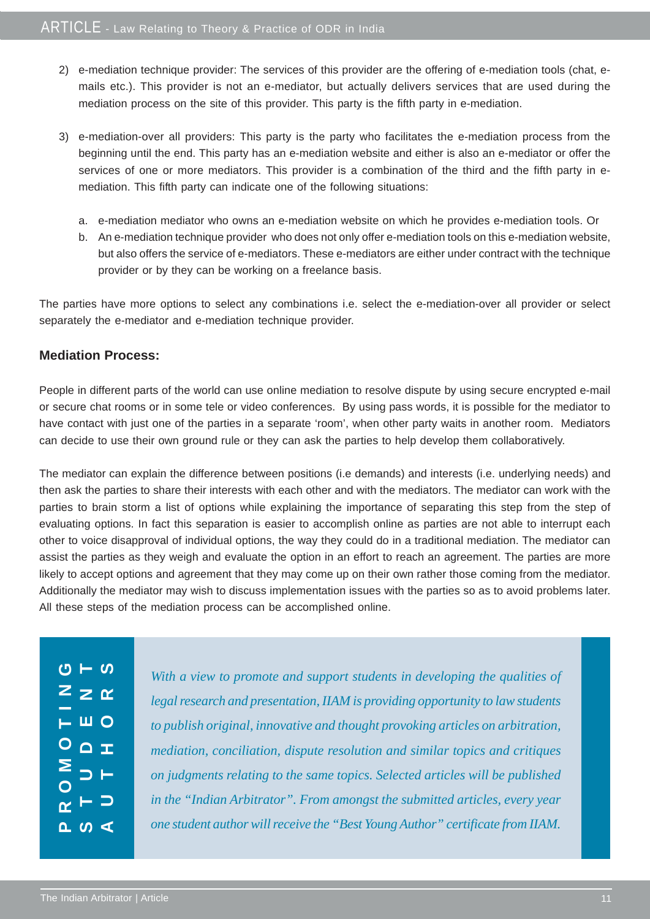2) e-mediation technique provider: The services of this provider are the offering of e-mediation tools (chat, e-mails etc.). This provider is not an e-mediator, but actually delivers services that are used during the mediation process on the site of this provider. This party is the fifth party in e-mediation.

3) e-mediation-over all providers: This party is the party who facilitates the e-mediation process from the beginning until the end. This party has an e-mediation website and either is also an e-mediator or offer the services of one or more mediators. This provider is a combination of the third and the fifth party in e-mediation. This fifth party can indicate one of the following situations:

   a. e-mediation mediator who owns an e-mediation website on which he provides e-mediation tools. Or
   b. An e-mediation technique provider who does not only offer e-mediation tools on this e-mediation website, but also offers the service of e-mediators. These e-mediators are either under contract with the technique provider or by they can be working on a freelance basis.

The parties have more options to select any combinations i.e. select the e-mediation-over all provider or select separately the e-mediator and e-mediation technique provider.

### Mediation Process:

People in different parts of the world can use online mediation to resolve dispute by using secure encrypted e-mail or secure chat rooms or in some tele or video conferences. By using pass words, it is possible for the mediator to have contact with just one of the parties in a separate 'room', when other party waits in another room. Mediators can decide to use their own ground rule or they can ask the parties to help develop them collaboratively.

The mediator can explain the difference between positions (i.e demands) and interests (i.e. underlying needs) and then ask the parties to share their interests with each other and with the mediators. The mediator can work with the parties to brain storm a list of options while explaining the importance of separating this step from the step of evaluating options. In fact this separation is easier to accomplish online as parties are not able to interrupt each other to voice disapproval of individual options, the way they could do in a traditional mediation. The mediator can assist the parties as they weigh and evaluate the option in an effort to reach an agreement. The parties are more likely to accept options and agreement that they may come up on their own rather those coming from the mediator. Additionally the mediator may wish to discuss implementation issues with the parties so as to avoid problems later. All these steps of the mediation process can be accomplished online.

**PROMOTING STUDENT AUTHORS**

*With a view to promote and support students in developing the qualities of legal research and presentation, IIAM is providing opportunity to law students to publish original, innovative and thought provoking articles on arbitration, mediation, conciliation, dispute resolution and similar topics and critiques on judgments relating to the same topics. Selected articles will be published in the "Indian Arbitrator". From amongst the submitted articles, every year one student author will receive the "Best Young Author" certificate from IIAM.*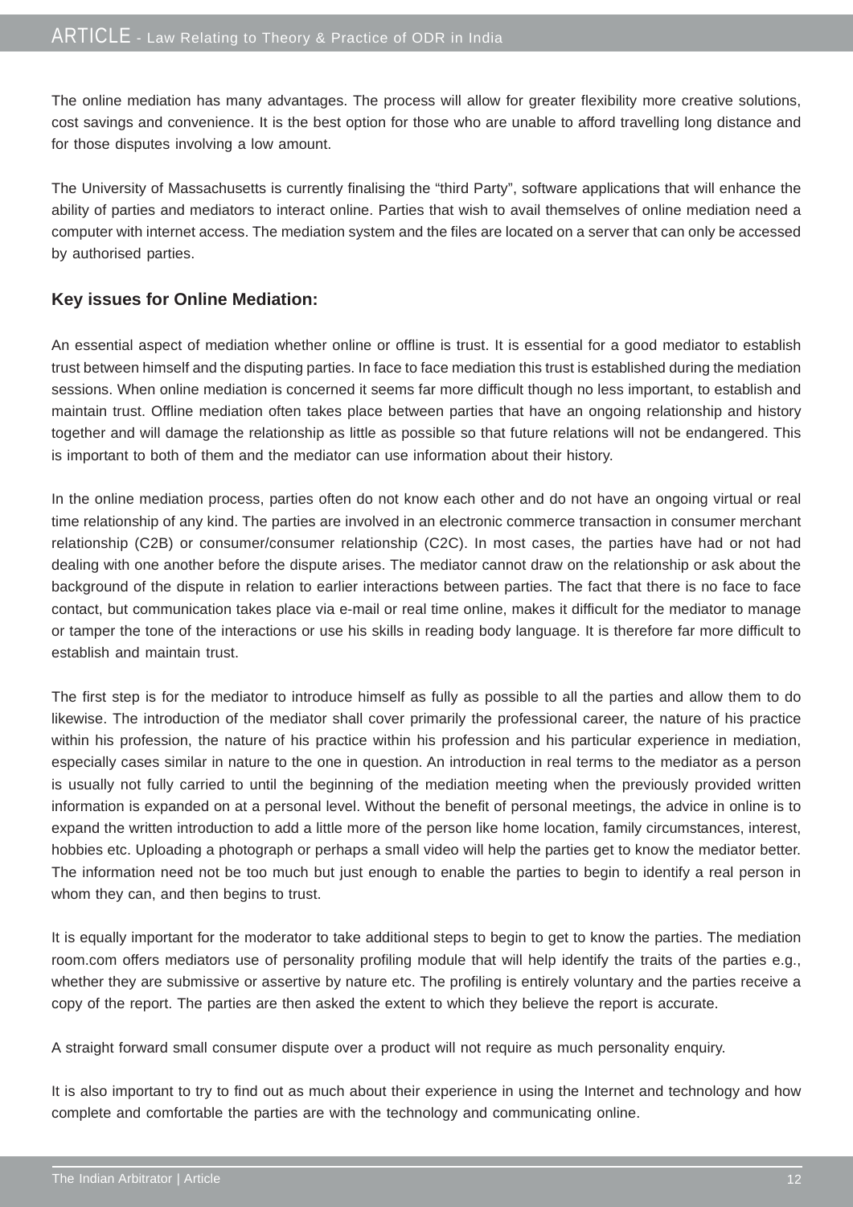The online mediation has many advantages. The process will allow for greater flexibility more creative solutions, cost savings and convenience. It is the best option for those who are unable to afford travelling long distance and for those disputes involving a low amount.

The University of Massachusetts is currently finalising the "third Party", software applications that will enhance the ability of parties and mediators to interact online. Parties that wish to avail themselves of online mediation need a computer with internet access. The mediation system and the files are located on a server that can only be accessed by authorised parties.

### Key issues for Online Mediation:

An essential aspect of mediation whether online or offline is trust. It is essential for a good mediator to establish trust between himself and the disputing parties. In face to face mediation this trust is established during the mediation sessions. When online mediation is concerned it seems far more difficult though no less important, to establish and maintain trust. Offline mediation often takes place between parties that have an ongoing relationship and history together and will damage the relationship as little as possible so that future relations will not be endangered. This is important to both of them and the mediator can use information about their history.

In the online mediation process, parties often do not know each other and do not have an ongoing virtual or real time relationship of any kind. The parties are involved in an electronic commerce transaction in consumer merchant relationship (C2B) or consumer/consumer relationship (C2C). In most cases, the parties have had or not had dealing with one another before the dispute arises. The mediator cannot draw on the relationship or ask about the background of the dispute in relation to earlier interactions between parties. The fact that there is no face to face contact, but communication takes place via e-mail or real time online, makes it difficult for the mediator to manage or tamper the tone of the interactions or use his skills in reading body language. It is therefore far more difficult to establish and maintain trust.

The first step is for the mediator to introduce himself as fully as possible to all the parties and allow them to do likewise. The introduction of the mediator shall cover primarily the professional career, the nature of his practice within his profession, the nature of his practice within his profession and his particular experience in mediation, especially cases similar in nature to the one in question. An introduction in real terms to the mediator as a person is usually not fully carried to until the beginning of the mediation meeting when the previously provided written information is expanded on at a personal level. Without the benefit of personal meetings, the advice in online is to expand the written introduction to add a little more of the person like home location, family circumstances, interest, hobbies etc. Uploading a photograph or perhaps a small video will help the parties get to know the mediator better. The information need not be too much but just enough to enable the parties to begin to identify a real person in whom they can, and then begins to trust.

It is equally important for the moderator to take additional steps to begin to get to know the parties. The mediation room.com offers mediators use of personality profiling module that will help identify the traits of the parties e.g., whether they are submissive or assertive by nature etc. The profiling is entirely voluntary and the parties receive a copy of the report. The parties are then asked the extent to which they believe the report is accurate.

A straight forward small consumer dispute over a product will not require as much personality enquiry.

It is also important to try to find out as much about their experience in using the Internet and technology and how complete and comfortable the parties are with the technology and communicating online.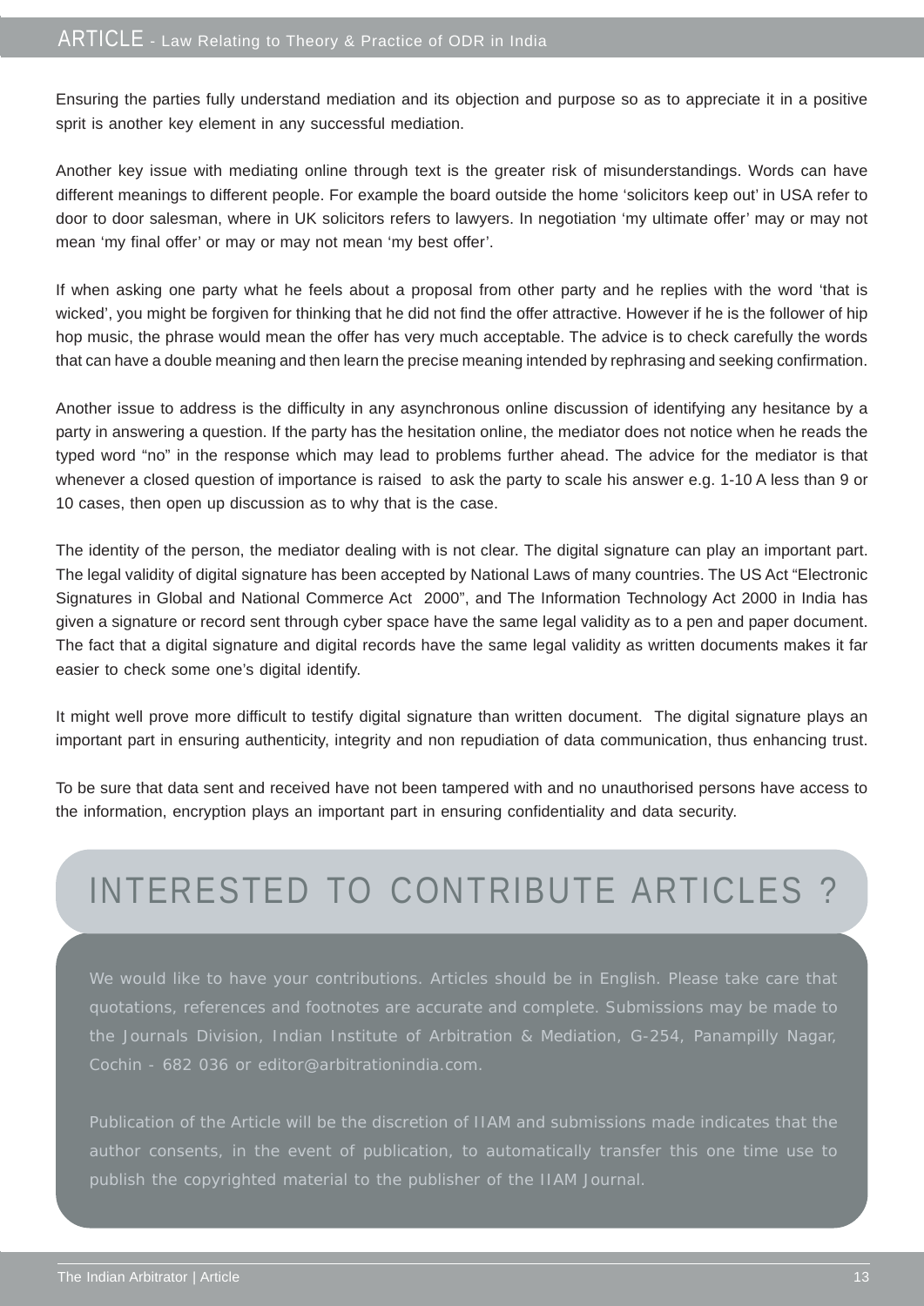Ensuring the parties fully understand mediation and its objection and purpose so as to appreciate it in a positive sprit is another key element in any successful mediation.

Another key issue with mediating online through text is the greater risk of misunderstandings. Words can have different meanings to different people. For example the board outside the home 'solicitors keep out' in USA refer to door to door salesman, where in UK solicitors refers to lawyers. In negotiation 'my ultimate offer' may or may not mean 'my final offer' or may or may not mean 'my best offer'.

If when asking one party what he feels about a proposal from other party and he replies with the word 'that is wicked', you might be forgiven for thinking that he did not find the offer attractive. However if he is the follower of hip hop music, the phrase would mean the offer has very much acceptable. The advice is to check carefully the words that can have a double meaning and then learn the precise meaning intended by rephrasing and seeking confirmation.

Another issue to address is the difficulty in any asynchronous online discussion of identifying any hesitance by a party in answering a question. If the party has the hesitation online, the mediator does not notice when he reads the typed word "no" in the response which may lead to problems further ahead. The advice for the mediator is that whenever a closed question of importance is raised to ask the party to scale his answer e.g. 1-10 A less than 9 or 10 cases, then open up discussion as to why that is the case.

The identity of the person, the mediator dealing with is not clear. The digital signature can play an important part. The legal validity of digital signature has been accepted by National Laws of many countries. The US Act "Electronic Signatures in Global and National Commerce Act 2000", and The Information Technology Act 2000 in India has given a signature or record sent through cyber space have the same legal validity as to a pen and paper document. The fact that a digital signature and digital records have the same legal validity as written documents makes it far easier to check some one's digital identify.

It might well prove more difficult to testify digital signature than written document. The digital signature plays an important part in ensuring authenticity, integrity and non repudiation of data communication, thus enhancing trust.

To be sure that data sent and received have not been tampered with and no unauthorised persons have access to the information, encryption plays an important part in ensuring confidentiality and data security.

## INTERESTED TO CONTRIBUTE ARTICLES ?

We would like to have your contributions. Articles should be in English. Please take care that quotations, references and footnotes are accurate and complete. Submissions may be made to the Journals Division, Indian Institute of Arbitration & Mediation, G-254, Panampilly Nagar, Cochin - 682 036 or editor@arbitrationindia.com.

Publication of the Article will be the discretion of IIAM and submissions made indicates that the author consents, in the event of publication, to automatically transfer this one time use to publish the copyrighted material to the publisher of the IIAM Journal.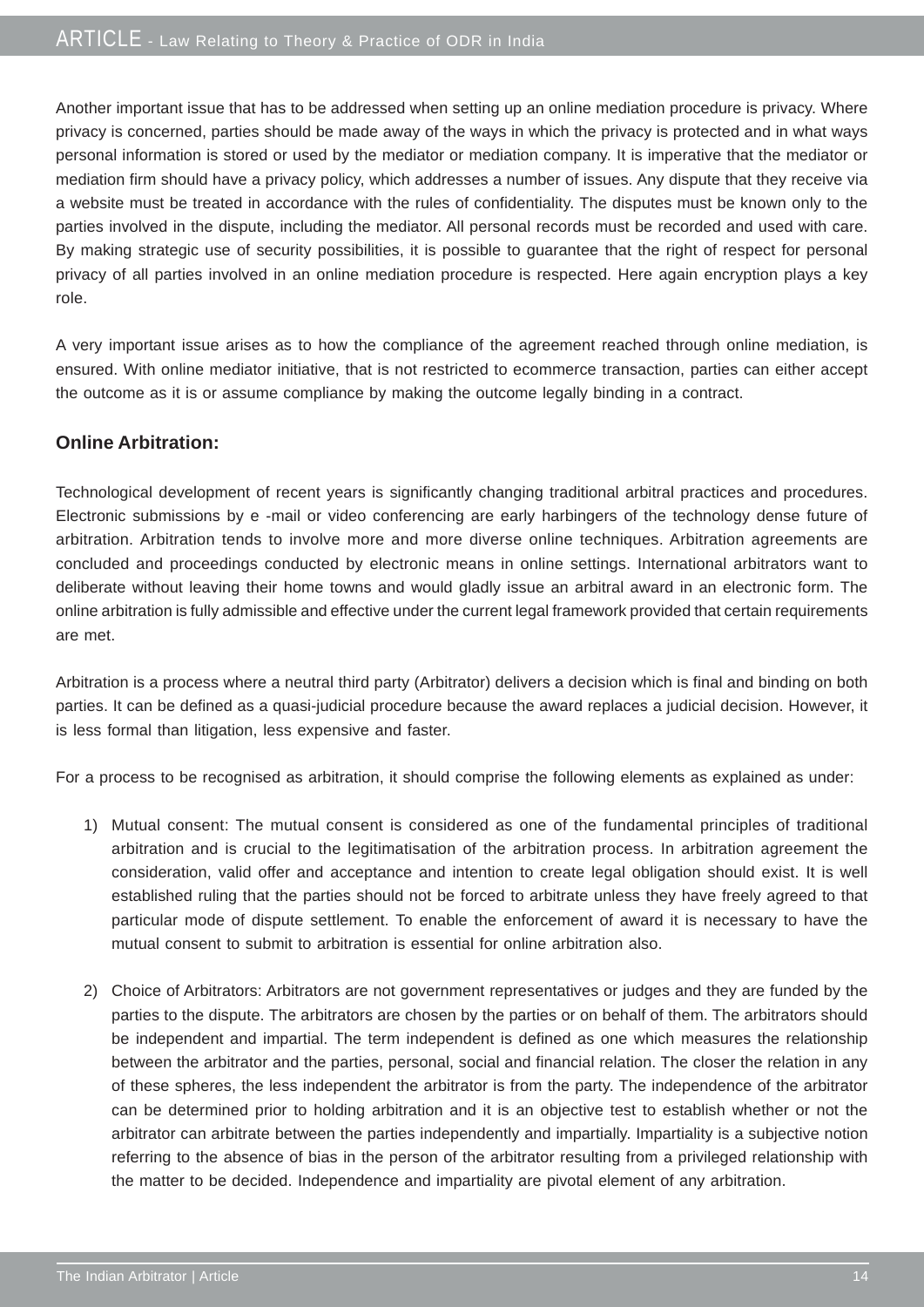Another important issue that has to be addressed when setting up an online mediation procedure is privacy. Where privacy is concerned, parties should be made away of the ways in which the privacy is protected and in what ways personal information is stored or used by the mediator or mediation company. It is imperative that the mediator or mediation firm should have a privacy policy, which addresses a number of issues. Any dispute that they receive via a website must be treated in accordance with the rules of confidentiality. The disputes must be known only to the parties involved in the dispute, including the mediator. All personal records must be recorded and used with care. By making strategic use of security possibilities, it is possible to guarantee that the right of respect for personal privacy of all parties involved in an online mediation procedure is respected. Here again encryption plays a key role.

A very important issue arises as to how the compliance of the agreement reached through online mediation, is ensured. With online mediator initiative, that is not restricted to ecommerce transaction, parties can either accept the outcome as it is or assume compliance by making the outcome legally binding in a contract.

### Online Arbitration:

Technological development of recent years is significantly changing traditional arbitral practices and procedures. Electronic submissions by e -mail or video conferencing are early harbingers of the technology dense future of arbitration. Arbitration tends to involve more and more diverse online techniques. Arbitration agreements are concluded and proceedings conducted by electronic means in online settings. International arbitrators want to deliberate without leaving their home towns and would gladly issue an arbitral award in an electronic form. The online arbitration is fully admissible and effective under the current legal framework provided that certain requirements are met.

Arbitration is a process where a neutral third party (Arbitrator) delivers a decision which is final and binding on both parties. It can be defined as a quasi-judicial procedure because the award replaces a judicial decision. However, it is less formal than litigation, less expensive and faster.

For a process to be recognised as arbitration, it should comprise the following elements as explained as under:

1) Mutual consent: The mutual consent is considered as one of the fundamental principles of traditional arbitration and is crucial to the legitimatisation of the arbitration process. In arbitration agreement the consideration, valid offer and acceptance and intention to create legal obligation should exist. It is well established ruling that the parties should not be forced to arbitrate unless they have freely agreed to that particular mode of dispute settlement. To enable the enforcement of award it is necessary to have the mutual consent to submit to arbitration is essential for online arbitration also.

2) Choice of Arbitrators: Arbitrators are not government representatives or judges and they are funded by the parties to the dispute. The arbitrators are chosen by the parties or on behalf of them. The arbitrators should be independent and impartial. The term independent is defined as one which measures the relationship between the arbitrator and the parties, personal, social and financial relation. The closer the relation in any of these spheres, the less independent the arbitrator is from the party. The independence of the arbitrator can be determined prior to holding arbitration and it is an objective test to establish whether or not the arbitrator can arbitrate between the parties independently and impartially. Impartiality is a subjective notion referring to the absence of bias in the person of the arbitrator resulting from a privileged relationship with the matter to be decided. Independence and impartiality are pivotal element of any arbitration.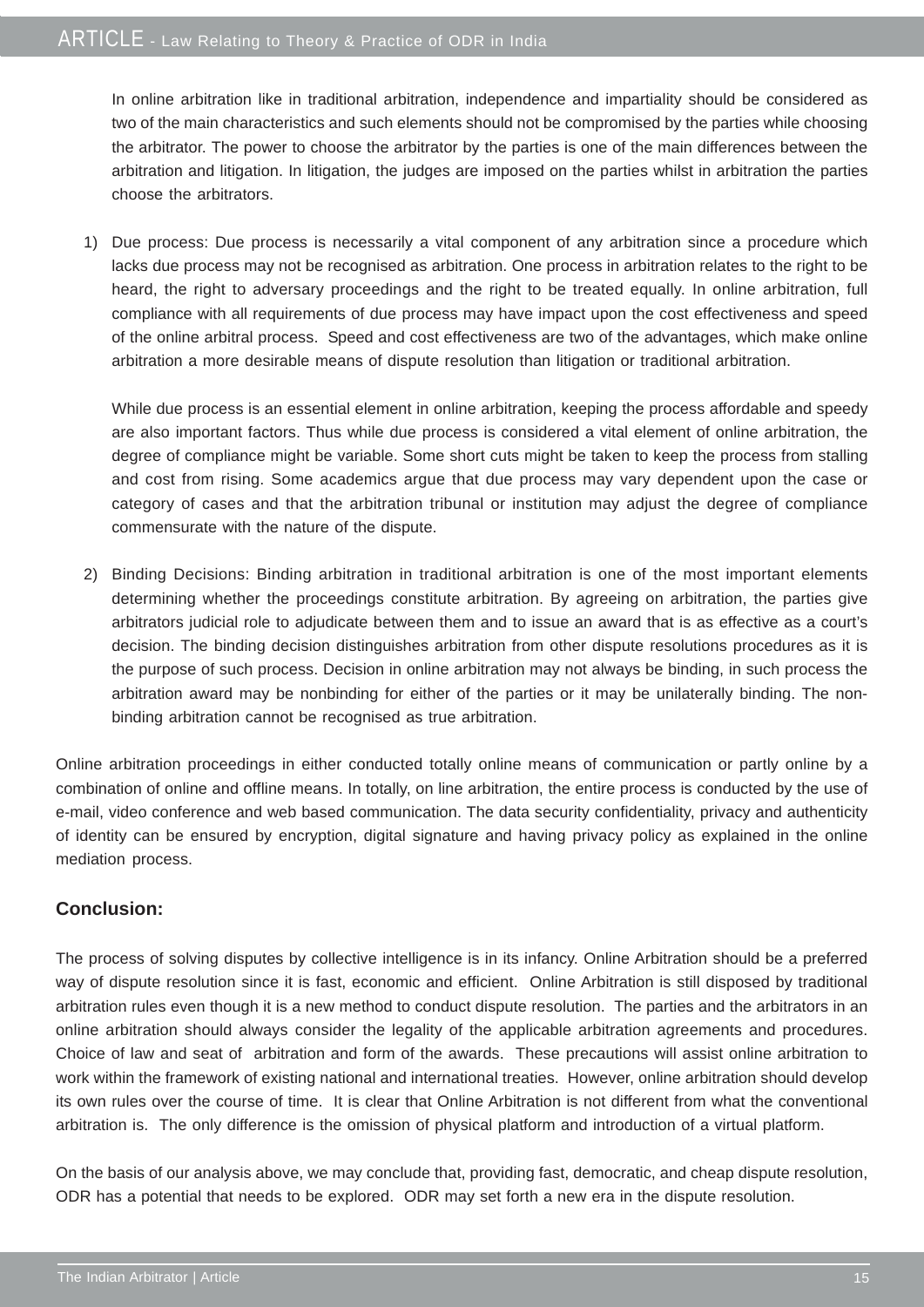In online arbitration like in traditional arbitration, independence and impartiality should be considered as two of the main characteristics and such elements should not be compromised by the parties while choosing the arbitrator. The power to choose the arbitrator by the parties is one of the main differences between the arbitration and litigation. In litigation, the judges are imposed on the parties whilst in arbitration the parties choose the arbitrators.

1) Due process: Due process is necessarily a vital component of any arbitration since a procedure which lacks due process may not be recognised as arbitration. One process in arbitration relates to the right to be heard, the right to adversary proceedings and the right to be treated equally. In online arbitration, full compliance with all requirements of due process may have impact upon the cost effectiveness and speed of the online arbitral process. Speed and cost effectiveness are two of the advantages, which make online arbitration a more desirable means of dispute resolution than litigation or traditional arbitration.

   While due process is an essential element in online arbitration, keeping the process affordable and speedy are also important factors. Thus while due process is considered a vital element of online arbitration, the degree of compliance might be variable. Some short cuts might be taken to keep the process from stalling and cost from rising. Some academics argue that due process may vary dependent upon the case or category of cases and that the arbitration tribunal or institution may adjust the degree of compliance commensurate with the nature of the dispute.

2) Binding Decisions: Binding arbitration in traditional arbitration is one of the most important elements determining whether the proceedings constitute arbitration. By agreeing on arbitration, the parties give arbitrators judicial role to adjudicate between them and to issue an award that is as effective as a court's decision. The binding decision distinguishes arbitration from other dispute resolutions procedures as it is the purpose of such process. Decision in online arbitration may not always be binding, in such process the arbitration award may be nonbinding for either of the parties or it may be unilaterally binding. The non-binding arbitration cannot be recognised as true arbitration.

Online arbitration proceedings in either conducted totally online means of communication or partly online by a combination of online and offline means. In totally, on line arbitration, the entire process is conducted by the use of e-mail, video conference and web based communication. The data security confidentiality, privacy and authenticity of identity can be ensured by encryption, digital signature and having privacy policy as explained in the online mediation process.

## Conclusion:

The process of solving disputes by collective intelligence is in its infancy. Online Arbitration should be a preferred way of dispute resolution since it is fast, economic and efficient. Online Arbitration is still disposed by traditional arbitration rules even though it is a new method to conduct dispute resolution. The parties and the arbitrators in an online arbitration should always consider the legality of the applicable arbitration agreements and procedures. Choice of law and seat of arbitration and form of the awards. These precautions will assist online arbitration to work within the framework of existing national and international treaties. However, online arbitration should develop its own rules over the course of time. It is clear that Online Arbitration is not different from what the conventional arbitration is. The only difference is the omission of physical platform and introduction of a virtual platform.

On the basis of our analysis above, we may conclude that, providing fast, democratic, and cheap dispute resolution, ODR has a potential that needs to be explored. ODR may set forth a new era in the dispute resolution.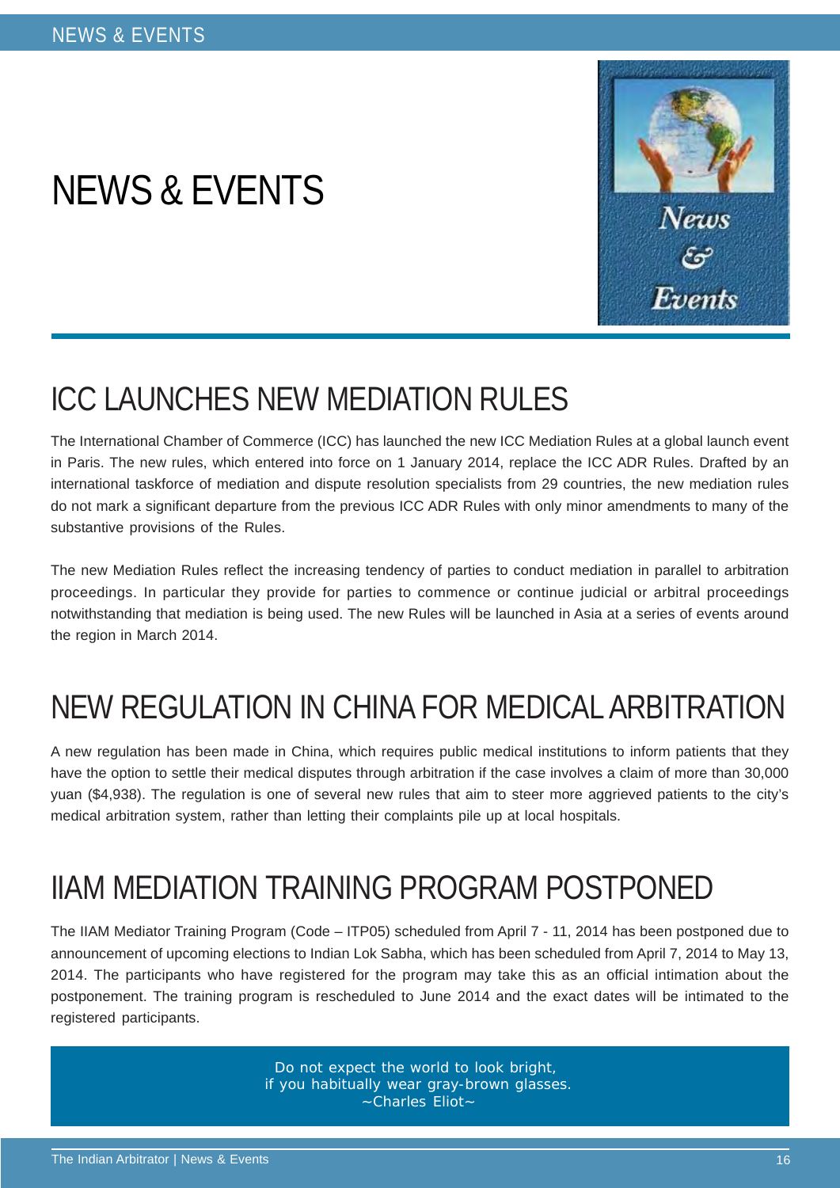# NEWS & EVENTS

## ICC LAUNCHES NEW MEDIATION RULES

The International Chamber of Commerce (ICC) has launched the new ICC Mediation Rules at a global launch event in Paris. The new rules, which entered into force on 1 January 2014, replace the ICC ADR Rules. Drafted by an international taskforce of mediation and dispute resolution specialists from 29 countries, the new mediation rules do not mark a significant departure from the previous ICC ADR Rules with only minor amendments to many of the substantive provisions of the Rules.

The new Mediation Rules reflect the increasing tendency of parties to conduct mediation in parallel to arbitration proceedings. In particular they provide for parties to commence or continue judicial or arbitral proceedings notwithstanding that mediation is being used. The new Rules will be launched in Asia at a series of events around the region in March 2014.

## NEW REGULATION IN CHINA FOR MEDICAL ARBITRATION

A new regulation has been made in China, which requires public medical institutions to inform patients that they have the option to settle their medical disputes through arbitration if the case involves a claim of more than 30,000 yuan ($4,938). The regulation is one of several new rules that aim to steer more aggrieved patients to the city's medical arbitration system, rather than letting their complaints pile up at local hospitals.

## IIAM MEDIATION TRAINING PROGRAM POSTPONED

The IIAM Mediator Training Program (Code – ITP05) scheduled from April 7 - 11, 2014 has been postponed due to announcement of upcoming elections to Indian Lok Sabha, which has been scheduled from April 7, 2014 to May 13, 2014. The participants who have registered for the program may take this as an official intimation about the postponement. The training program is rescheduled to June 2014 and the exact dates will be intimated to the registered participants.

> Do not expect the world to look bright,
> if you habitually wear gray-brown glasses.
> ~Charles Eliot~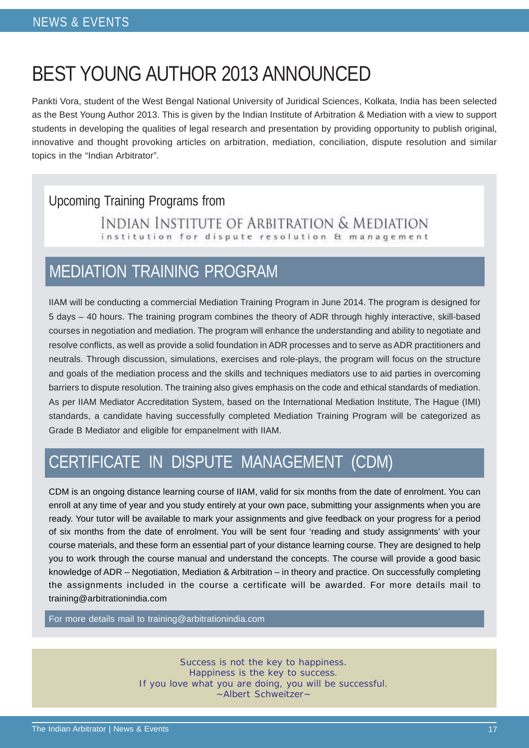NEWS & EVENTS

# BEST YOUNG AUTHOR 2013 ANNOUNCED

Pankti Vora, student of the West Bengal National University of Juridical Sciences, Kolkata, India has been selected as the Best Young Author 2013. This is given by the Indian Institute of Arbitration & Mediation with a view to support students in developing the qualities of legal research and presentation by providing opportunity to publish original, innovative and thought provoking articles on arbitration, mediation, conciliation, dispute resolution and similar topics in the "Indian Arbitrator".

Upcoming Training Programs from

INDIAN INSTITUTE OF ARBITRATION & MEDIATION
institution for dispute resolution & management

## MEDIATION TRAINING PROGRAM

IIAM will be conducting a commercial Mediation Training Program in June 2014. The program is designed for 5 days – 40 hours. The training program combines the theory of ADR through highly interactive, skill-based courses in negotiation and mediation. The program will enhance the understanding and ability to negotiate and resolve conflicts, as well as provide a solid foundation in ADR processes and to serve as ADR practitioners and neutrals. Through discussion, simulations, exercises and role-plays, the program will focus on the structure and goals of the mediation process and the skills and techniques mediators use to aid parties in overcoming barriers to dispute resolution. The training also gives emphasis on the code and ethical standards of mediation. As per IIAM Mediator Accreditation System, based on the International Mediation Institute, The Hague (IMI) standards, a candidate having successfully completed Mediation Training Program will be categorized as Grade B Mediator and eligible for empanelment with IIAM.

## CERTIFICATE IN DISPUTE MANAGEMENT (CDM)

CDM is an ongoing distance learning course of IIAM, valid for six months from the date of enrolment. You can enroll at any time of year and you study entirely at your own pace, submitting your assignments when you are ready. Your tutor will be available to mark your assignments and give feedback on your progress for a period of six months from the date of enrolment. You will be sent four 'reading and study assignments' with your course materials, and these form an essential part of your distance learning course. They are designed to help you to work through the course manual and understand the concepts. The course will provide a good basic knowledge of ADR – Negotiation, Mediation & Arbitration – in theory and practice. On successfully completing the assignments included in the course a certificate will be awarded. For more details mail to training@arbitrationindia.com

For more details mail to training@arbitrationindia.com

Success is not the key to happiness.
Happiness is the key to success.
If you love what you are doing, you will be successful.
~Albert Schweitzer~